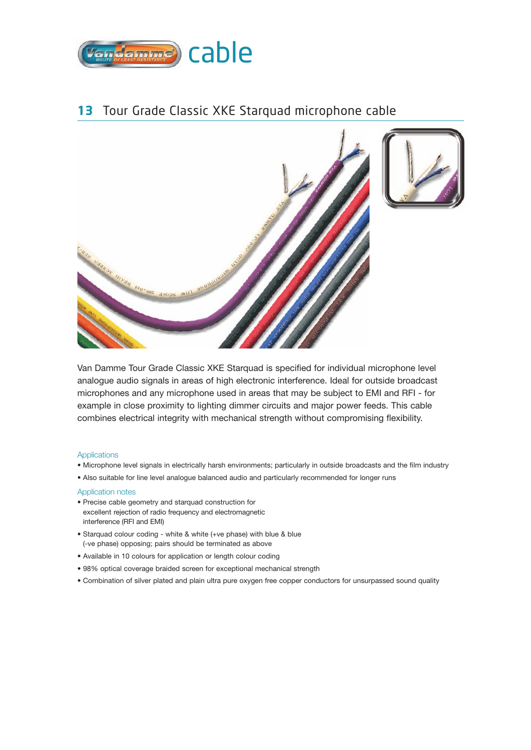# 13 Tour Grade Classic XKE Starquad microphone cable

Van Damme Tour Grade Classic XKE Starquad is specified for individual microphone level analogue audio signals in areas of high electronic interference. Ideal for outside broadcast microphones and any microphone used in areas that may be subject to EMI and RFI - for example in close proximity to lighting dimmer circuits and major power feeds. This cable combines electrical integrity with mechanical strength without compromising flexibility.

### Applications

- Microphone level signals in electrically harsh environments; particularly in outside broadcasts and the film industry
- Also suitable for line level analogue balanced audio and particularly recommended for longer runs

### Application notes

- Precise cable geometry and starquad construction for excellent rejection of radio frequency and electromagnetic interference (RFI and EMI)
- Starquad colour coding - white & white (+ve phase) with blue & blue (-ve phase) opposing; pairs should be terminated as above
- Available in 10 colours for application or length colour coding
- 98% optical coverage braided screen for exceptional mechanical strength
- Combination of silver plated and plain ultra pure oxygen free copper conductors for unsurpassed sound quality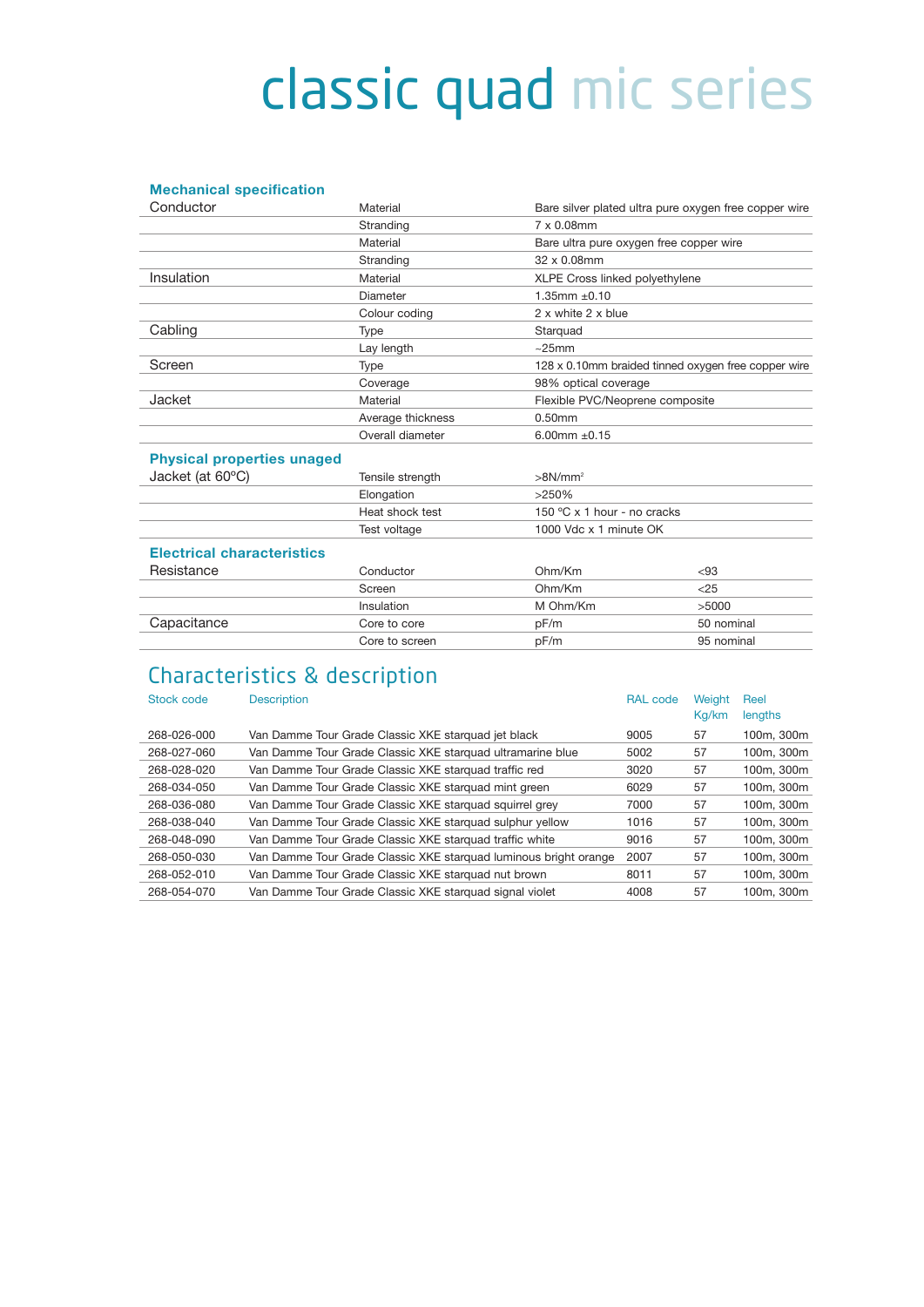# classic quad mic series

## Mechanical specification

| | | |
|---|---|---|
| Conductor | Material | Bare silver plated ultra pure oxygen free copper wire |
| | Stranding | 7 x 0.08mm |
| | Material | Bare ultra pure oxygen free copper wire |
| | Stranding | 32 x 0.08mm |
| Insulation | Material | XLPE Cross linked polyethylene |
| | Diameter | 1.35mm ±0.10 |
| | Colour coding | 2 x white 2 x blue |
| Cabling | Type | Starquad |
| | Lay length | ~25mm |
| Screen | Type | 128 x 0.10mm braided tinned oxygen free copper wire |
| | Coverage | 98% optical coverage |
| Jacket | Material | Flexible PVC/Neoprene composite |
| | Average thickness | 0.50mm |
| | Overall diameter | 6.00mm ±0.15 |

## Physical properties unaged

| | | |
|---|---|---|
| Jacket (at 60ºC) | Tensile strength | >8N/mm$^2$ |
| | Elongation | >250% |
| | Heat shock test | 150 ºC x 1 hour - no cracks |
| | Test voltage | 1000 Vdc x 1 minute OK |

## Electrical characteristics

| | | | |
|---|---|---|---|
| Resistance | Conductor | Ohm/Km | <93 |
| | Screen | Ohm/Km | <25 |
| | Insulation | M Ohm/Km | >5000 |
| Capacitance | Core to core | pF/m | 50 nominal |
| | Core to screen | pF/m | 95 nominal |

## Characteristics & description

| Stock code | Description | RAL code | Weight Kg/km | Reel lengths |
|---|---|---|---|---|
| 268-026-000 | Van Damme Tour Grade Classic XKE starquad jet black | 9005 | 57 | 100m, 300m |
| 268-027-060 | Van Damme Tour Grade Classic XKE starquad ultramarine blue | 5002 | 57 | 100m, 300m |
| 268-028-020 | Van Damme Tour Grade Classic XKE starquad traffic red | 3020 | 57 | 100m, 300m |
| 268-034-050 | Van Damme Tour Grade Classic XKE starquad mint green | 6029 | 57 | 100m, 300m |
| 268-036-080 | Van Damme Tour Grade Classic XKE starquad squirrel grey | 7000 | 57 | 100m, 300m |
| 268-038-040 | Van Damme Tour Grade Classic XKE starquad sulphur yellow | 1016 | 57 | 100m, 300m |
| 268-048-090 | Van Damme Tour Grade Classic XKE starquad traffic white | 9016 | 57 | 100m, 300m |
| 268-050-030 | Van Damme Tour Grade Classic XKE starquad luminous bright orange | 2007 | 57 | 100m, 300m |
| 268-052-010 | Van Damme Tour Grade Classic XKE starquad nut brown | 8011 | 57 | 100m, 300m |
| 268-054-070 | Van Damme Tour Grade Classic XKE starquad signal violet | 4008 | 57 | 100m, 300m |